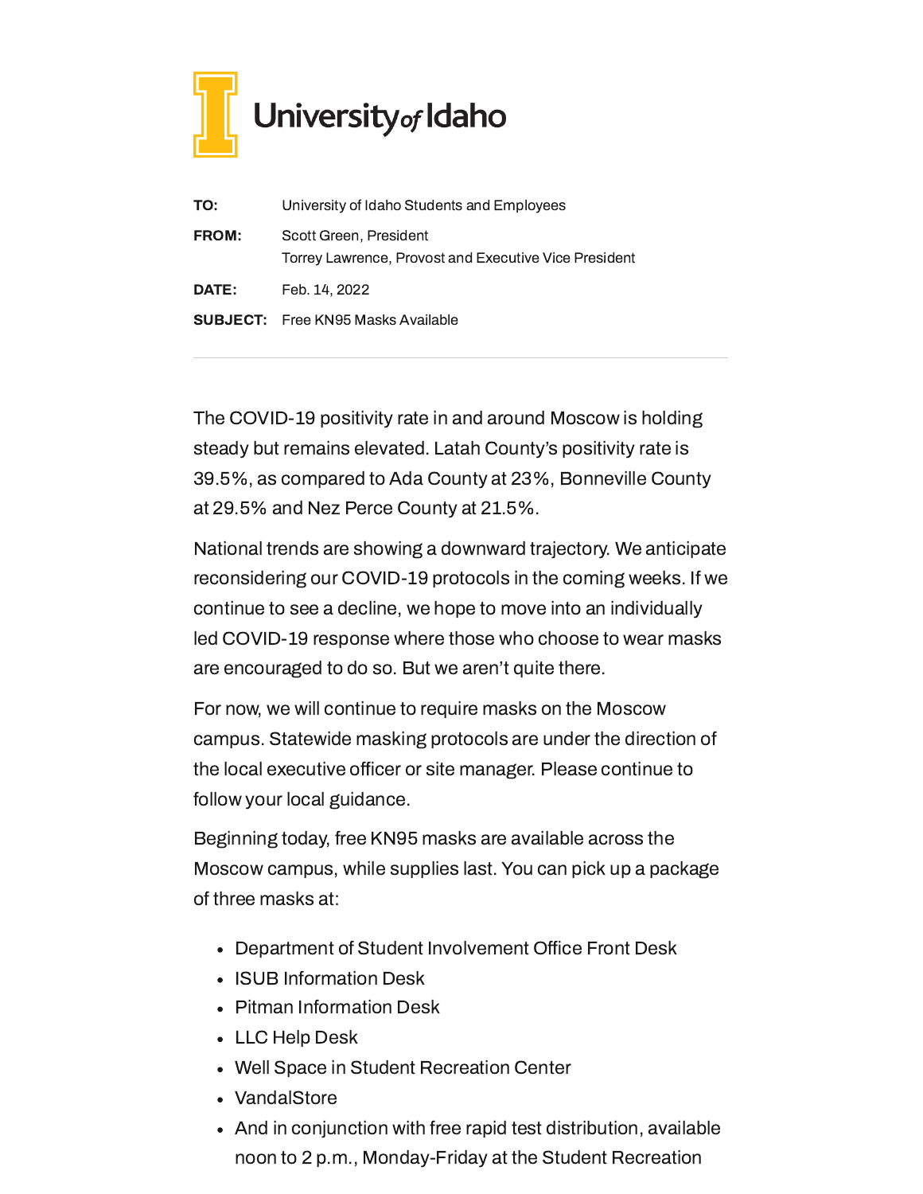University of Idaho

| | |
|---|---|
| **TO:** | University of Idaho Students and Employees |
| **FROM:** | Scott Green, President<br>Torrey Lawrence, Provost and Executive Vice President |
| **DATE:** | Feb. 14, 2022 |
| **SUBJECT:** | Free KN95 Masks Available |

---

The COVID-19 positivity rate in and around Moscow is holding steady but remains elevated. Latah County's positivity rate is 39.5%, as compared to Ada County at 23%, Bonneville County at 29.5% and Nez Perce County at 21.5%.

National trends are showing a downward trajectory. We anticipate reconsidering our COVID-19 protocols in the coming weeks. If we continue to see a decline, we hope to move into an individually led COVID-19 response where those who choose to wear masks are encouraged to do so. But we aren't quite there.

For now, we will continue to require masks on the Moscow campus. Statewide masking protocols are under the direction of the local executive officer or site manager. Please continue to follow your local guidance.

Beginning today, free KN95 masks are available across the Moscow campus, while supplies last. You can pick up a package of three masks at:

- Department of Student Involvement Office Front Desk
- ISUB Information Desk
- Pitman Information Desk
- LLC Help Desk
- Well Space in Student Recreation Center
- VandalStore
- And in conjunction with free rapid test distribution, available noon to 2 p.m., Monday-Friday at the Student Recreation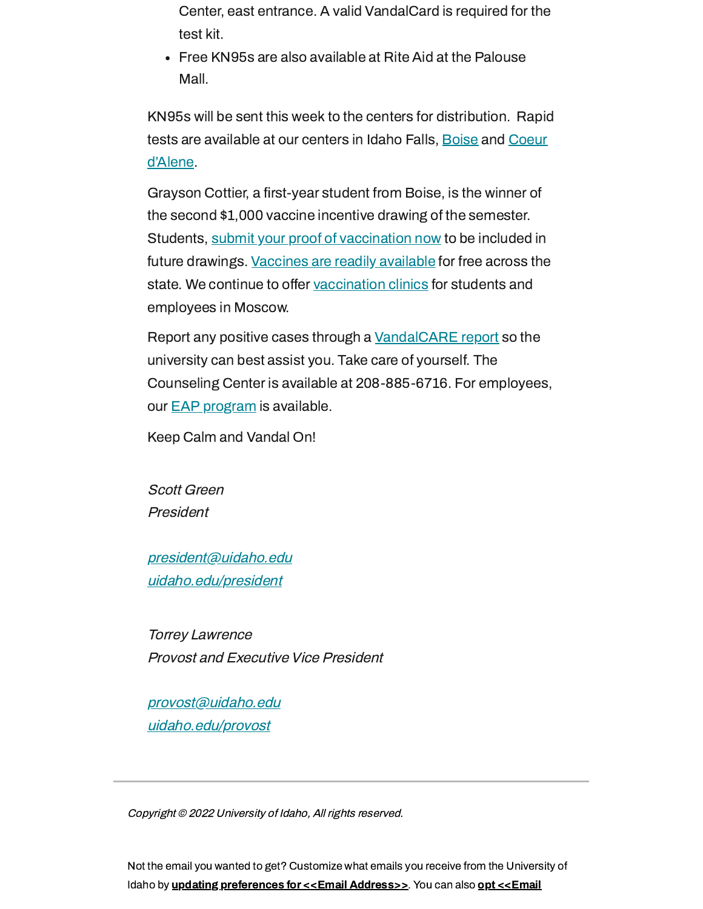Center, east entrance. A valid VandalCard is required for the test kit.

- Free KN95s are also available at Rite Aid at the Palouse Mall.

KN95s will be sent this week to the centers for distribution. Rapid tests are available at our centers in Idaho Falls, Boise and Coeur d'Alene.

Grayson Cottier, a first-year student from Boise, is the winner of the second $1,000 vaccine incentive drawing of the semester. Students, submit your proof of vaccination now to be included in future drawings. Vaccines are readily available for free across the state. We continue to offer vaccination clinics for students and employees in Moscow.

Report any positive cases through a VandalCARE report so the university can best assist you. Take care of yourself. The Counseling Center is available at 208-885-6716. For employees, our EAP program is available.

Keep Calm and Vandal On!

*Scott Green*
*President*

*president@uidaho.edu*
*uidaho.edu/president*

*Torrey Lawrence*
*Provost and Executive Vice President*

*provost@uidaho.edu*
*uidaho.edu/provost*

---

*Copyright © 2022 University of Idaho, All rights reserved.*

Not the email you wanted to get? Customize what emails you receive from the University of Idaho by **updating preferences for <<Email Address>>**. You can also **opt <<Email**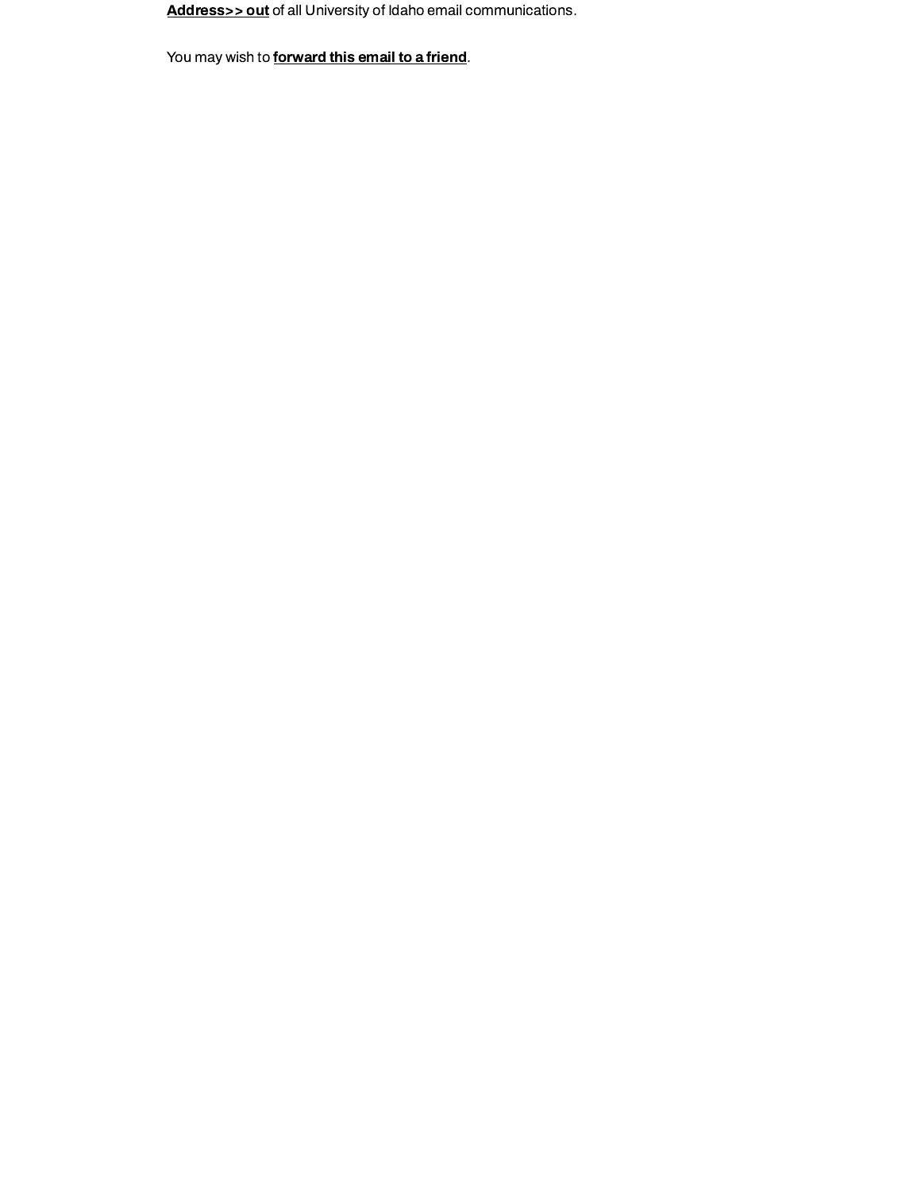**Address>> out** of all University of Idaho email communications.

You may wish to **forward this email to a friend**.